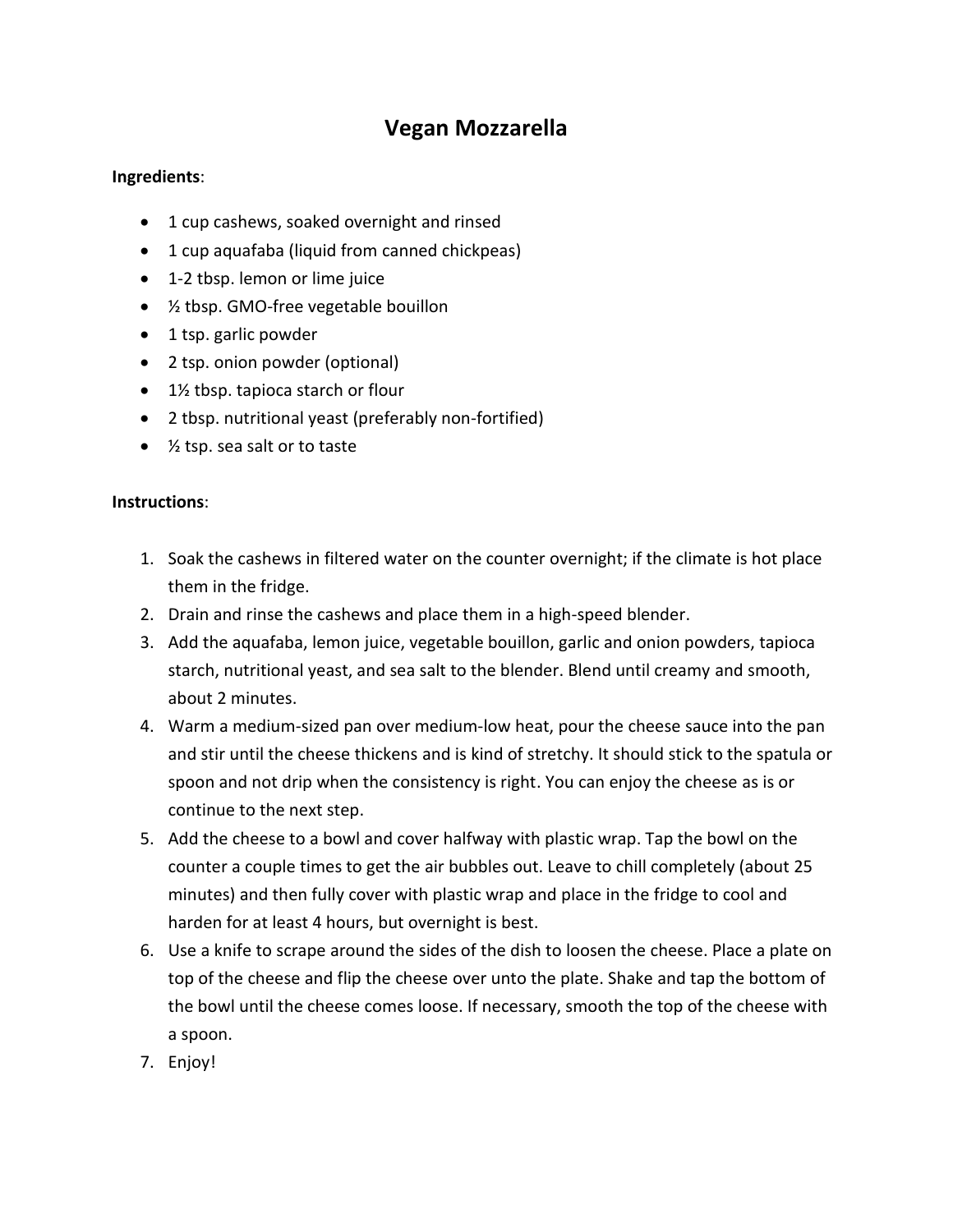# Vegan Mozzarella

**Ingredients**:

- 1 cup cashews, soaked overnight and rinsed
- 1 cup aquafaba (liquid from canned chickpeas)
- 1-2 tbsp. lemon or lime juice
- ½ tbsp. GMO-free vegetable bouillon
- 1 tsp. garlic powder
- 2 tsp. onion powder (optional)
- 1½ tbsp. tapioca starch or flour
- 2 tbsp. nutritional yeast (preferably non-fortified)
- ½ tsp. sea salt or to taste

**Instructions**:

1. Soak the cashews in filtered water on the counter overnight; if the climate is hot place them in the fridge.
2. Drain and rinse the cashews and place them in a high-speed blender.
3. Add the aquafaba, lemon juice, vegetable bouillon, garlic and onion powders, tapioca starch, nutritional yeast, and sea salt to the blender. Blend until creamy and smooth, about 2 minutes.
4. Warm a medium-sized pan over medium-low heat, pour the cheese sauce into the pan and stir until the cheese thickens and is kind of stretchy. It should stick to the spatula or spoon and not drip when the consistency is right. You can enjoy the cheese as is or continue to the next step.
5. Add the cheese to a bowl and cover halfway with plastic wrap. Tap the bowl on the counter a couple times to get the air bubbles out. Leave to chill completely (about 25 minutes) and then fully cover with plastic wrap and place in the fridge to cool and harden for at least 4 hours, but overnight is best.
6. Use a knife to scrape around the sides of the dish to loosen the cheese. Place a plate on top of the cheese and flip the cheese over unto the plate. Shake and tap the bottom of the bowl until the cheese comes loose. If necessary, smooth the top of the cheese with a spoon.
7. Enjoy!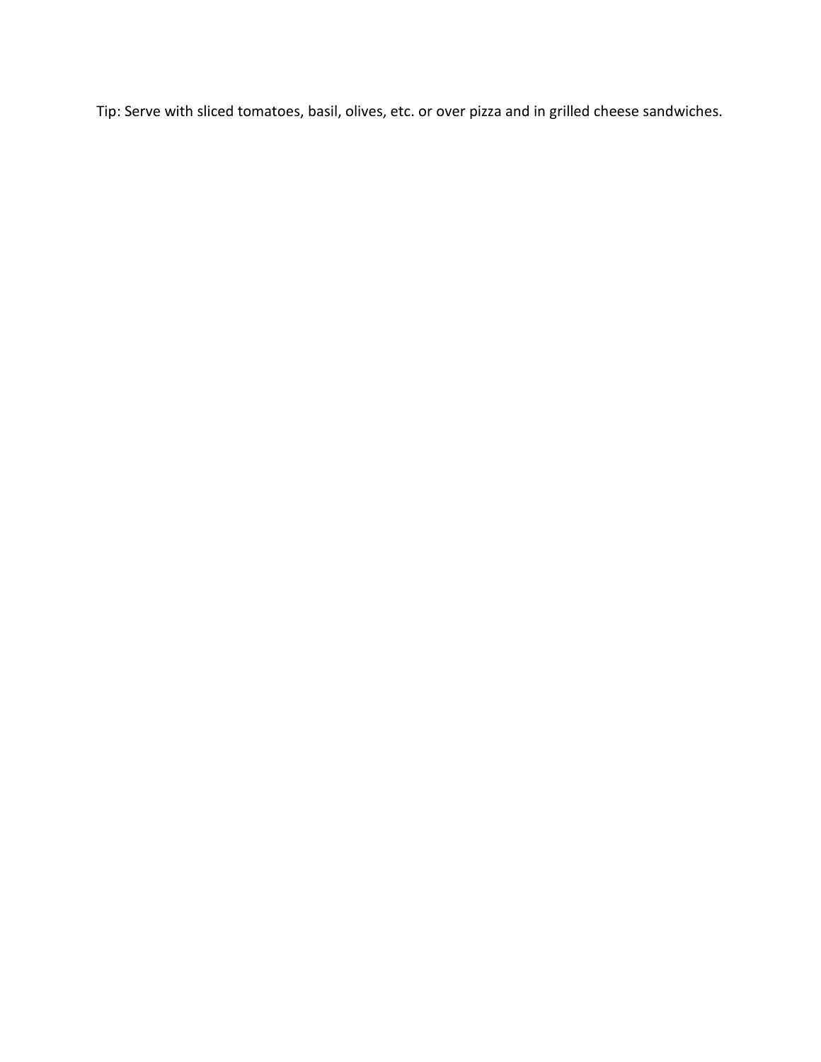Tip: Serve with sliced tomatoes, basil, olives, etc. or over pizza and in grilled cheese sandwiches.